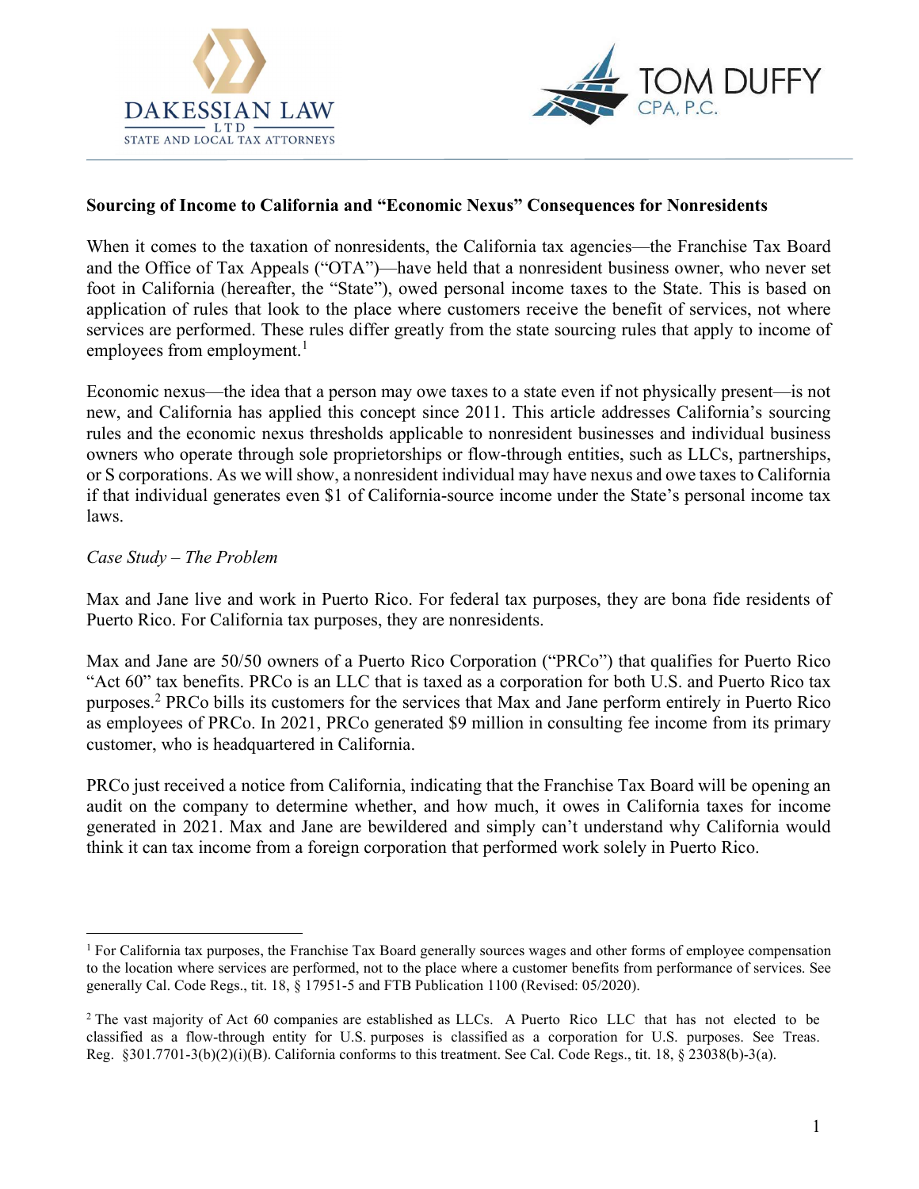**Sourcing of Income to California and "Economic Nexus" Consequences for Nonresidents**

When it comes to the taxation of nonresidents, the California tax agencies—the Franchise Tax Board and the Office of Tax Appeals ("OTA")—have held that a nonresident business owner, who never set foot in California (hereafter, the "State"), owed personal income taxes to the State. This is based on application of rules that look to the place where customers receive the benefit of services, not where services are performed. These rules differ greatly from the state sourcing rules that apply to income of employees from employment.[1]

Economic nexus—the idea that a person may owe taxes to a state even if not physically present—is not new, and California has applied this concept since 2011. This article addresses California's sourcing rules and the economic nexus thresholds applicable to nonresident businesses and individual business owners who operate through sole proprietorships or flow-through entities, such as LLCs, partnerships, or S corporations. As we will show, a nonresident individual may have nexus and owe taxes to California if that individual generates even $1 of California-source income under the State's personal income tax laws.

*Case Study – The Problem*

Max and Jane live and work in Puerto Rico. For federal tax purposes, they are bona fide residents of Puerto Rico. For California tax purposes, they are nonresidents.

Max and Jane are 50/50 owners of a Puerto Rico Corporation ("PRCo") that qualifies for Puerto Rico "Act 60" tax benefits. PRCo is an LLC that is taxed as a corporation for both U.S. and Puerto Rico tax purposes.[2] PRCo bills its customers for the services that Max and Jane perform entirely in Puerto Rico as employees of PRCo. In 2021, PRCo generated $9 million in consulting fee income from its primary customer, who is headquartered in California.

PRCo just received a notice from California, indicating that the Franchise Tax Board will be opening an audit on the company to determine whether, and how much, it owes in California taxes for income generated in 2021. Max and Jane are bewildered and simply can't understand why California would think it can tax income from a foreign corporation that performed work solely in Puerto Rico.

---

[1] For California tax purposes, the Franchise Tax Board generally sources wages and other forms of employee compensation to the location where services are performed, not to the place where a customer benefits from performance of services. See generally Cal. Code Regs., tit. 18, § 17951-5 and FTB Publication 1100 (Revised: 05/2020).

[2] The vast majority of Act 60 companies are established as LLCs. A Puerto Rico LLC that has not elected to be classified as a flow-through entity for U.S. purposes is classified as a corporation for U.S. purposes. See Treas. Reg. §301.7701-3(b)(2)(i)(B). California conforms to this treatment. See Cal. Code Regs., tit. 18, § 23038(b)-3(a).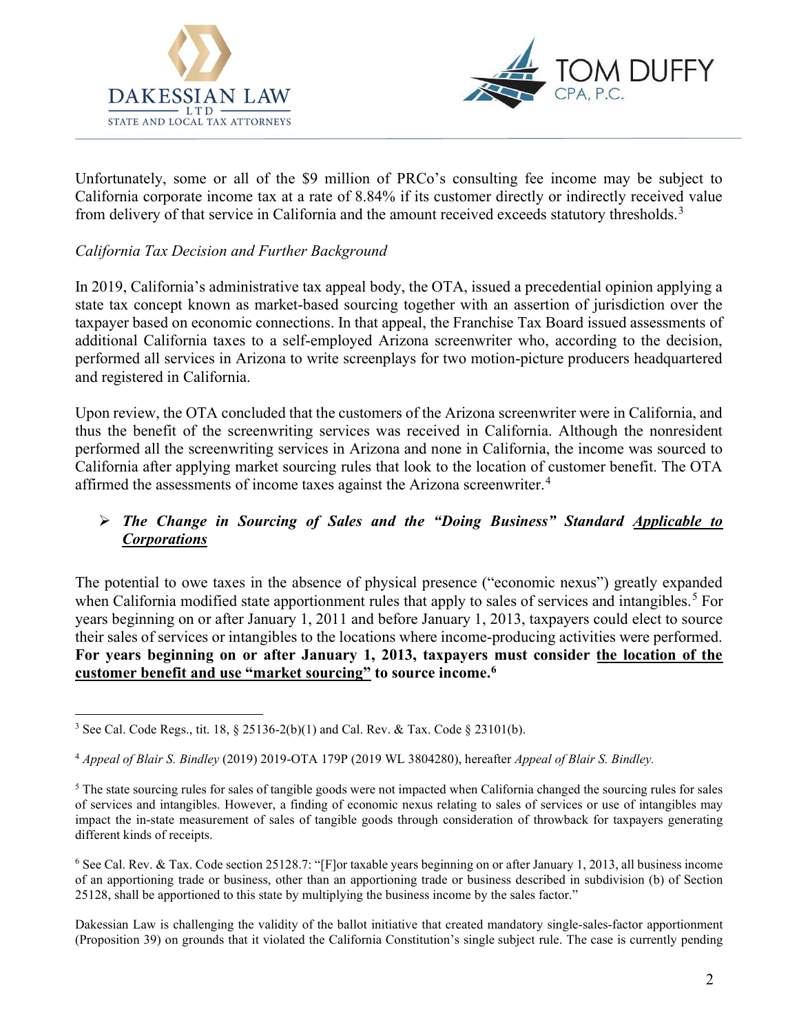Unfortunately, some or all of the $9 million of PRCo's consulting fee income may be subject to California corporate income tax at a rate of 8.84% if its customer directly or indirectly received value from delivery of that service in California and the amount received exceeds statutory thresholds.[3]

*California Tax Decision and Further Background*

In 2019, California's administrative tax appeal body, the OTA, issued a precedential opinion applying a state tax concept known as market-based sourcing together with an assertion of jurisdiction over the taxpayer based on economic connections. In that appeal, the Franchise Tax Board issued assessments of additional California taxes to a self-employed Arizona screenwriter who, according to the decision, performed all services in Arizona to write screenplays for two motion-picture producers headquartered and registered in California.

Upon review, the OTA concluded that the customers of the Arizona screenwriter were in California, and thus the benefit of the screenwriting services was received in California. Although the nonresident performed all the screenwriting services in Arizona and none in California, the income was sourced to California after applying market sourcing rules that look to the location of customer benefit. The OTA affirmed the assessments of income taxes against the Arizona screenwriter.[4]

- ***The Change in Sourcing of Sales and the "Doing Business" Standard <u>Applicable to Corporations</u>***

The potential to owe taxes in the absence of physical presence ("economic nexus") greatly expanded when California modified state apportionment rules that apply to sales of services and intangibles.[5] For years beginning on or after January 1, 2011 and before January 1, 2013, taxpayers could elect to source their sales of services or intangibles to the locations where income-producing activities were performed. **For years beginning on or after January 1, 2013, taxpayers must consider <u>the location of the customer benefit and use "market sourcing"</u> to source income.[6]**

---

[3] See Cal. Code Regs., tit. 18, § 25136-2(b)(1) and Cal. Rev. & Tax. Code § 23101(b).

[4] *Appeal of Blair S. Bindley* (2019) 2019-OTA 179P (2019 WL 3804280), hereafter *Appeal of Blair S. Bindley.*

[5] The state sourcing rules for sales of tangible goods were not impacted when California changed the sourcing rules for sales of services and intangibles. However, a finding of economic nexus relating to sales of services or use of intangibles may impact the in-state measurement of sales of tangible goods through consideration of throwback for taxpayers generating different kinds of receipts.

[6] See Cal. Rev. & Tax. Code section 25128.7: "[F]or taxable years beginning on or after January 1, 2013, all business income of an apportioning trade or business, other than an apportioning trade or business described in subdivision (b) of Section 25128, shall be apportioned to this state by multiplying the business income by the sales factor."

Dakessian Law is challenging the validity of the ballot initiative that created mandatory single-sales-factor apportionment (Proposition 39) on grounds that it violated the California Constitution's single subject rule. The case is currently pending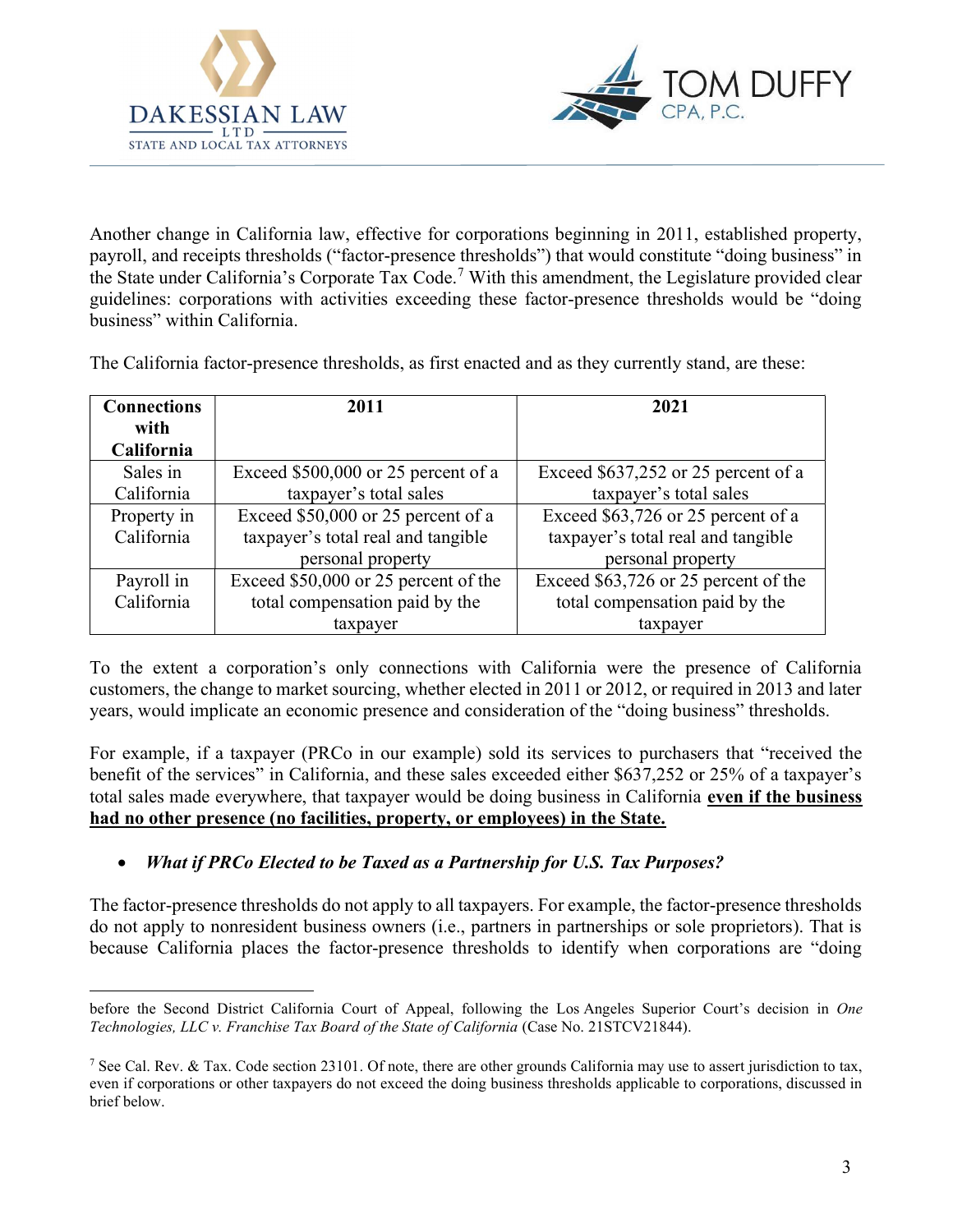Another change in California law, effective for corporations beginning in 2011, established property, payroll, and receipts thresholds ("factor-presence thresholds") that would constitute "doing business" in the State under California's Corporate Tax Code.[7] With this amendment, the Legislature provided clear guidelines: corporations with activities exceeding these factor-presence thresholds would be "doing business" within California.

The California factor-presence thresholds, as first enacted and as they currently stand, are these:

| Connections with California | 2011 | 2021 |
|---|---|---|
| Sales in California | Exceed $500,000 or 25 percent of a taxpayer's total sales | Exceed $637,252 or 25 percent of a taxpayer's total sales |
| Property in California | Exceed $50,000 or 25 percent of a taxpayer's total real and tangible personal property | Exceed $63,726 or 25 percent of a taxpayer's total real and tangible personal property |
| Payroll in California | Exceed $50,000 or 25 percent of the total compensation paid by the taxpayer | Exceed $63,726 or 25 percent of the total compensation paid by the taxpayer |

To the extent a corporation's only connections with California were the presence of California customers, the change to market sourcing, whether elected in 2011 or 2012, or required in 2013 and later years, would implicate an economic presence and consideration of the "doing business" thresholds.

For example, if a taxpayer (PRCo in our example) sold its services to purchasers that "received the benefit of the services" in California, and these sales exceeded either $637,252 or 25% of a taxpayer's total sales made everywhere, that taxpayer would be doing business in California **<u>even if the business had no other presence (no facilities, property, or employees) in the State.</u>**

- ***What if PRCo Elected to be Taxed as a Partnership for U.S. Tax Purposes?***

The factor-presence thresholds do not apply to all taxpayers. For example, the factor-presence thresholds do not apply to nonresident business owners (i.e., partners in partnerships or sole proprietors). That is because California places the factor-presence thresholds to identify when corporations are "doing

---

before the Second District California Court of Appeal, following the Los Angeles Superior Court's decision in *One Technologies, LLC v. Franchise Tax Board of the State of California* (Case No. 21STCV21844).

[7] See Cal. Rev. & Tax. Code section 23101. Of note, there are other grounds California may use to assert jurisdiction to tax, even if corporations or other taxpayers do not exceed the doing business thresholds applicable to corporations, discussed in brief below.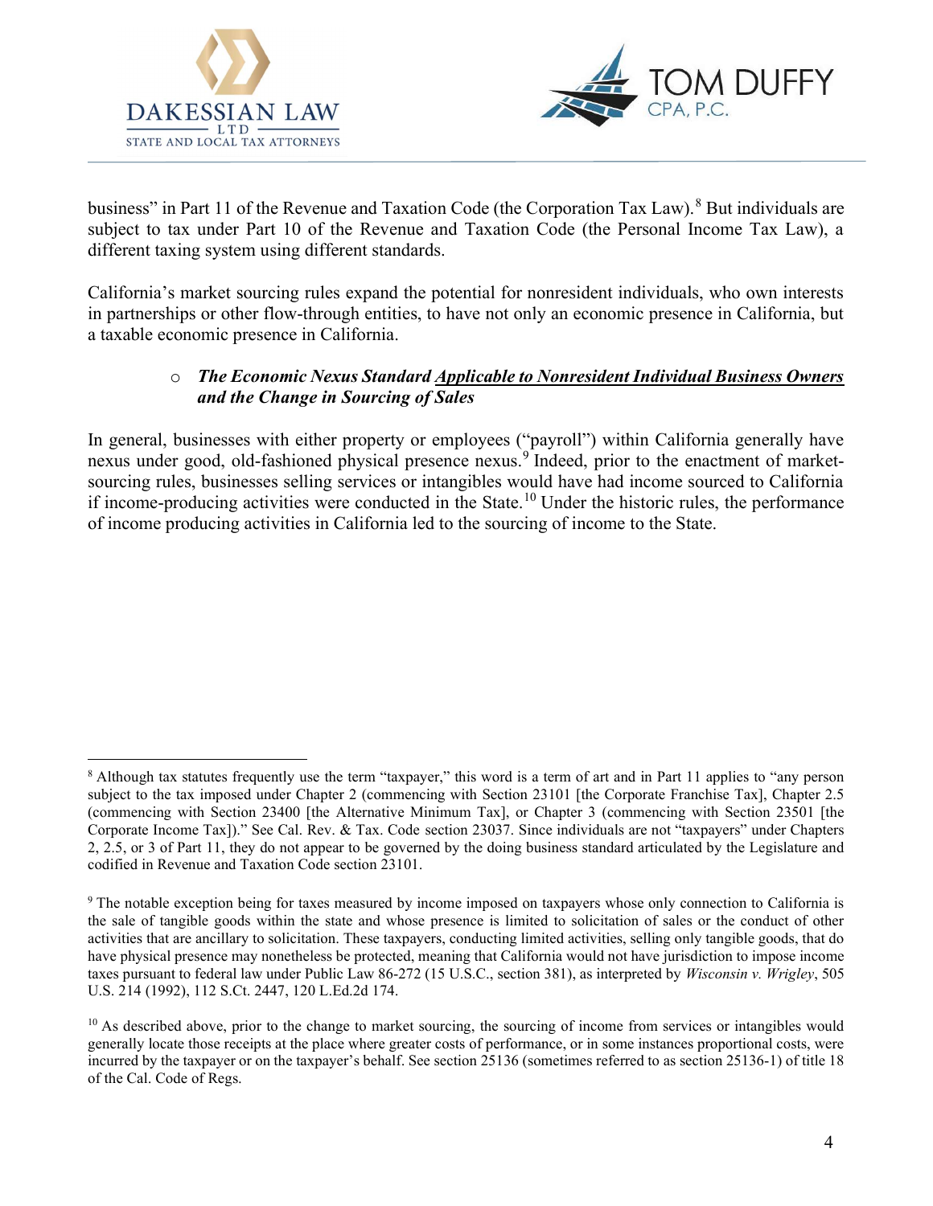business" in Part 11 of the Revenue and Taxation Code (the Corporation Tax Law).[8] But individuals are subject to tax under Part 10 of the Revenue and Taxation Code (the Personal Income Tax Law), a different taxing system using different standards.

California's market sourcing rules expand the potential for nonresident individuals, who own interests in partnerships or other flow-through entities, to have not only an economic presence in California, but a taxable economic presence in California.

- ***The Economic Nexus Standard <u>Applicable to Nonresident Individual Business Owners</u> and the Change in Sourcing of Sales***

In general, businesses with either property or employees ("payroll") within California generally have nexus under good, old-fashioned physical presence nexus.[9] Indeed, prior to the enactment of market-sourcing rules, businesses selling services or intangibles would have had income sourced to California if income-producing activities were conducted in the State.[10] Under the historic rules, the performance of income producing activities in California led to the sourcing of income to the State.

---

[8] Although tax statutes frequently use the term "taxpayer," this word is a term of art and in Part 11 applies to "any person subject to the tax imposed under Chapter 2 (commencing with Section 23101 [the Corporate Franchise Tax], Chapter 2.5 (commencing with Section 23400 [the Alternative Minimum Tax], or Chapter 3 (commencing with Section 23501 [the Corporate Income Tax])." See Cal. Rev. & Tax. Code section 23037. Since individuals are not "taxpayers" under Chapters 2, 2.5, or 3 of Part 11, they do not appear to be governed by the doing business standard articulated by the Legislature and codified in Revenue and Taxation Code section 23101.

[9] The notable exception being for taxes measured by income imposed on taxpayers whose only connection to California is the sale of tangible goods within the state and whose presence is limited to solicitation of sales or the conduct of other activities that are ancillary to solicitation. These taxpayers, conducting limited activities, selling only tangible goods, that do have physical presence may nonetheless be protected, meaning that California would not have jurisdiction to impose income taxes pursuant to federal law under Public Law 86-272 (15 U.S.C., section 381), as interpreted by *Wisconsin v. Wrigley*, 505 U.S. 214 (1992), 112 S.Ct. 2447, 120 L.Ed.2d 174.

[10] As described above, prior to the change to market sourcing, the sourcing of income from services or intangibles would generally locate those receipts at the place where greater costs of performance, or in some instances proportional costs, were incurred by the taxpayer or on the taxpayer's behalf. See section 25136 (sometimes referred to as section 25136-1) of title 18 of the Cal. Code of Regs.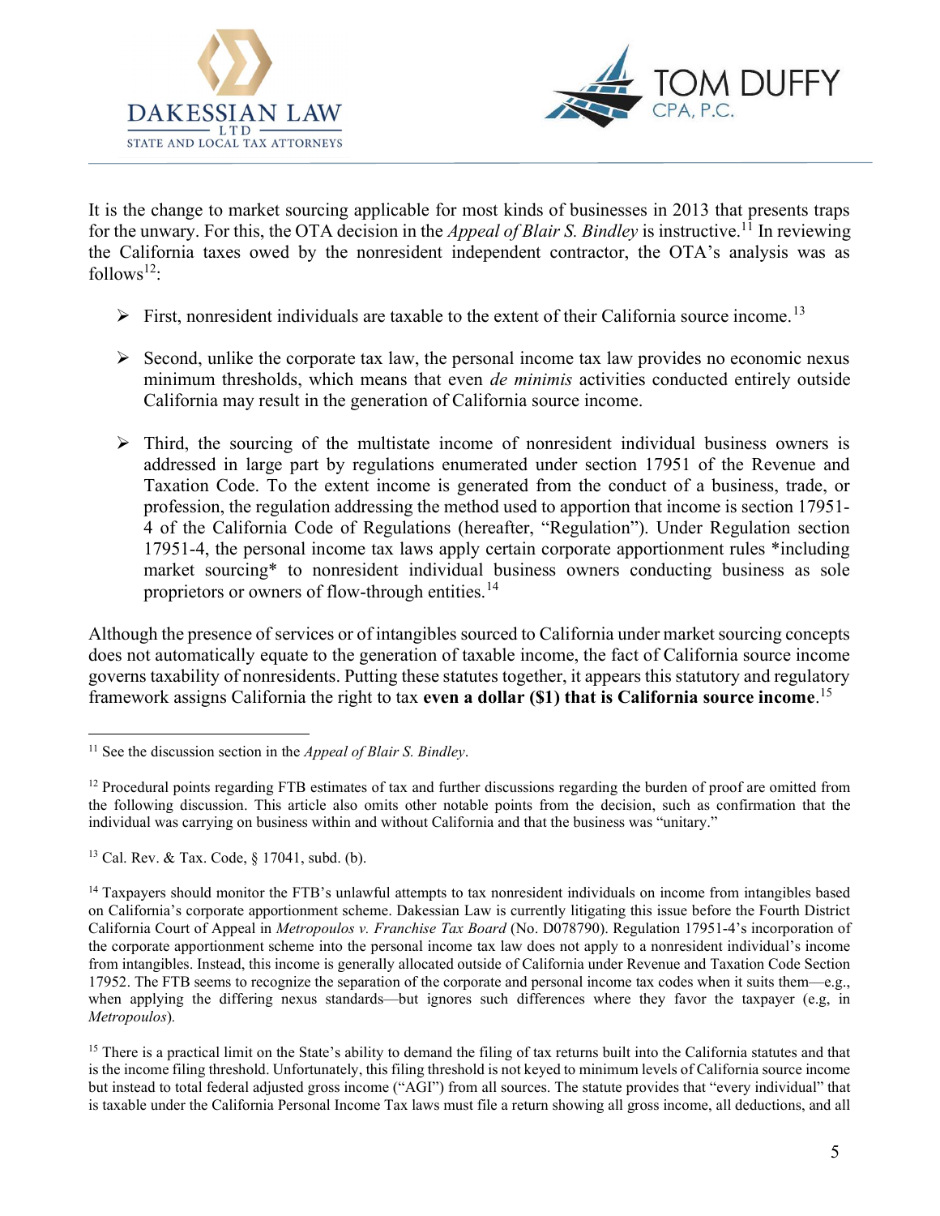It is the change to market sourcing applicable for most kinds of businesses in 2013 that presents traps for the unwary. For this, the OTA decision in the *Appeal of Blair S. Bindley* is instructive.[11] In reviewing the California taxes owed by the nonresident independent contractor, the OTA's analysis was as follows[12]:

- First, nonresident individuals are taxable to the extent of their California source income.[13]
- Second, unlike the corporate tax law, the personal income tax law provides no economic nexus minimum thresholds, which means that even *de minimis* activities conducted entirely outside California may result in the generation of California source income.
- Third, the sourcing of the multistate income of nonresident individual business owners is addressed in large part by regulations enumerated under section 17951 of the Revenue and Taxation Code. To the extent income is generated from the conduct of a business, trade, or profession, the regulation addressing the method used to apportion that income is section 17951-4 of the California Code of Regulations (hereafter, "Regulation"). Under Regulation section 17951-4, the personal income tax laws apply certain corporate apportionment rules *including market sourcing* to nonresident individual business owners conducting business as sole proprietors or owners of flow-through entities.[14]

Although the presence of services or of intangibles sourced to California under market sourcing concepts does not automatically equate to the generation of taxable income, the fact of California source income governs taxability of nonresidents. Putting these statutes together, it appears this statutory and regulatory framework assigns California the right to tax **even a dollar ($1) that is California source income**.[15]

---

[11] See the discussion section in the *Appeal of Blair S. Bindley*.

[12] Procedural points regarding FTB estimates of tax and further discussions regarding the burden of proof are omitted from the following discussion. This article also omits other notable points from the decision, such as confirmation that the individual was carrying on business within and without California and that the business was "unitary."

[13] Cal. Rev. & Tax. Code, § 17041, subd. (b).

[14] Taxpayers should monitor the FTB's unlawful attempts to tax nonresident individuals on income from intangibles based on California's corporate apportionment scheme. Dakessian Law is currently litigating this issue before the Fourth District California Court of Appeal in *Metropoulos v. Franchise Tax Board* (No. D078790). Regulation 17951-4's incorporation of the corporate apportionment scheme into the personal income tax law does not apply to a nonresident individual's income from intangibles. Instead, this income is generally allocated outside of California under Revenue and Taxation Code Section 17952. The FTB seems to recognize the separation of the corporate and personal income tax codes when it suits them—e.g., when applying the differing nexus standards—but ignores such differences where they favor the taxpayer (e.g, in *Metropoulos*).

[15] There is a practical limit on the State's ability to demand the filing of tax returns built into the California statutes and that is the income filing threshold. Unfortunately, this filing threshold is not keyed to minimum levels of California source income but instead to total federal adjusted gross income ("AGI") from all sources. The statute provides that "every individual" that is taxable under the California Personal Income Tax laws must file a return showing all gross income, all deductions, and all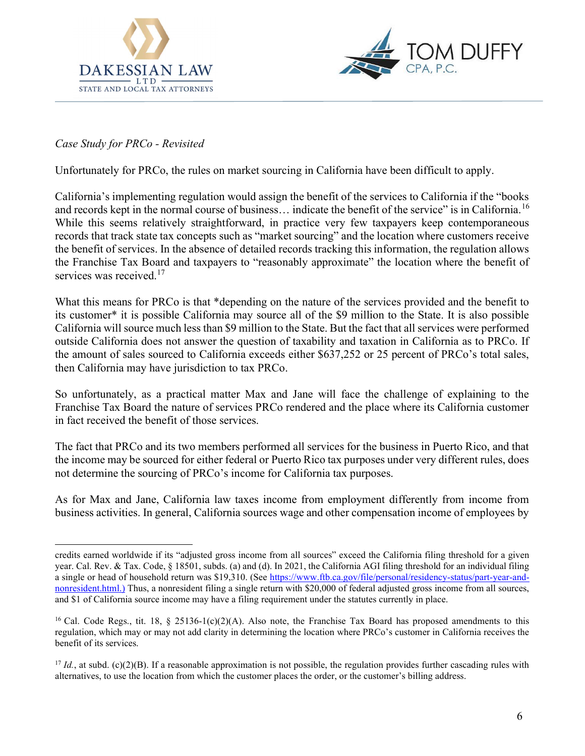*Case Study for PRCo - Revisited*

Unfortunately for PRCo, the rules on market sourcing in California have been difficult to apply.

California's implementing regulation would assign the benefit of the services to California if the "books and records kept in the normal course of business… indicate the benefit of the service" is in California.[16] While this seems relatively straightforward, in practice very few taxpayers keep contemporaneous records that track state tax concepts such as "market sourcing" and the location where customers receive the benefit of services. In the absence of detailed records tracking this information, the regulation allows the Franchise Tax Board and taxpayers to "reasonably approximate" the location where the benefit of services was received.[17]

What this means for PRCo is that *depending on the nature of the services provided and the benefit to its customer* it is possible California may source all of the $9 million to the State. It is also possible California will source much less than $9 million to the State. But the fact that all services were performed outside California does not answer the question of taxability and taxation in California as to PRCo. If the amount of sales sourced to California exceeds either $637,252 or 25 percent of PRCo's total sales, then California may have jurisdiction to tax PRCo.

So unfortunately, as a practical matter Max and Jane will face the challenge of explaining to the Franchise Tax Board the nature of services PRCo rendered and the place where its California customer in fact received the benefit of those services.

The fact that PRCo and its two members performed all services for the business in Puerto Rico, and that the income may be sourced for either federal or Puerto Rico tax purposes under very different rules, does not determine the sourcing of PRCo's income for California tax purposes.

As for Max and Jane, California law taxes income from employment differently from income from business activities. In general, California sources wage and other compensation income of employees by

---

credits earned worldwide if its "adjusted gross income from all sources" exceed the California filing threshold for a given year. Cal. Rev. & Tax. Code, § 18501, subds. (a) and (d). In 2021, the California AGI filing threshold for an individual filing a single or head of household return was $19,310. (See https://www.ftb.ca.gov/file/personal/residency-status/part-year-and-nonresident.html.) Thus, a nonresident filing a single return with $20,000 of federal adjusted gross income from all sources, and $1 of California source income may have a filing requirement under the statutes currently in place.

[16] Cal. Code Regs., tit. 18, § 25136-1(c)(2)(A). Also note, the Franchise Tax Board has proposed amendments to this regulation, which may or may not add clarity in determining the location where PRCo's customer in California receives the benefit of its services.

[17] *Id.*, at subd. (c)(2)(B). If a reasonable approximation is not possible, the regulation provides further cascading rules with alternatives, to use the location from which the customer places the order, or the customer's billing address.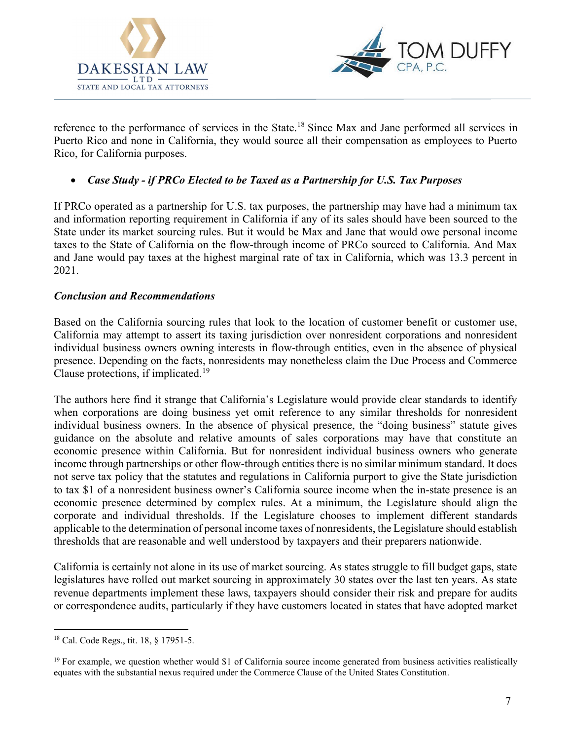reference to the performance of services in the State.[18] Since Max and Jane performed all services in Puerto Rico and none in California, they would source all their compensation as employees to Puerto Rico, for California purposes.

- ***Case Study - if PRCo Elected to be Taxed as a Partnership for U.S. Tax Purposes***

If PRCo operated as a partnership for U.S. tax purposes, the partnership may have had a minimum tax and information reporting requirement in California if any of its sales should have been sourced to the State under its market sourcing rules. But it would be Max and Jane that would owe personal income taxes to the State of California on the flow-through income of PRCo sourced to California. And Max and Jane would pay taxes at the highest marginal rate of tax in California, which was 13.3 percent in 2021.

***Conclusion and Recommendations***

Based on the California sourcing rules that look to the location of customer benefit or customer use, California may attempt to assert its taxing jurisdiction over nonresident corporations and nonresident individual business owners owning interests in flow-through entities, even in the absence of physical presence. Depending on the facts, nonresidents may nonetheless claim the Due Process and Commerce Clause protections, if implicated.[19]

The authors here find it strange that California's Legislature would provide clear standards to identify when corporations are doing business yet omit reference to any similar thresholds for nonresident individual business owners. In the absence of physical presence, the "doing business" statute gives guidance on the absolute and relative amounts of sales corporations may have that constitute an economic presence within California. But for nonresident individual business owners who generate income through partnerships or other flow-through entities there is no similar minimum standard. It does not serve tax policy that the statutes and regulations in California purport to give the State jurisdiction to tax $1 of a nonresident business owner's California source income when the in-state presence is an economic presence determined by complex rules. At a minimum, the Legislature should align the corporate and individual thresholds. If the Legislature chooses to implement different standards applicable to the determination of personal income taxes of nonresidents, the Legislature should establish thresholds that are reasonable and well understood by taxpayers and their preparers nationwide.

California is certainly not alone in its use of market sourcing. As states struggle to fill budget gaps, state legislatures have rolled out market sourcing in approximately 30 states over the last ten years. As state revenue departments implement these laws, taxpayers should consider their risk and prepare for audits or correspondence audits, particularly if they have customers located in states that have adopted market

---

[18] Cal. Code Regs., tit. 18, § 17951-5.

[19] For example, we question whether would $1 of California source income generated from business activities realistically equates with the substantial nexus required under the Commerce Clause of the United States Constitution.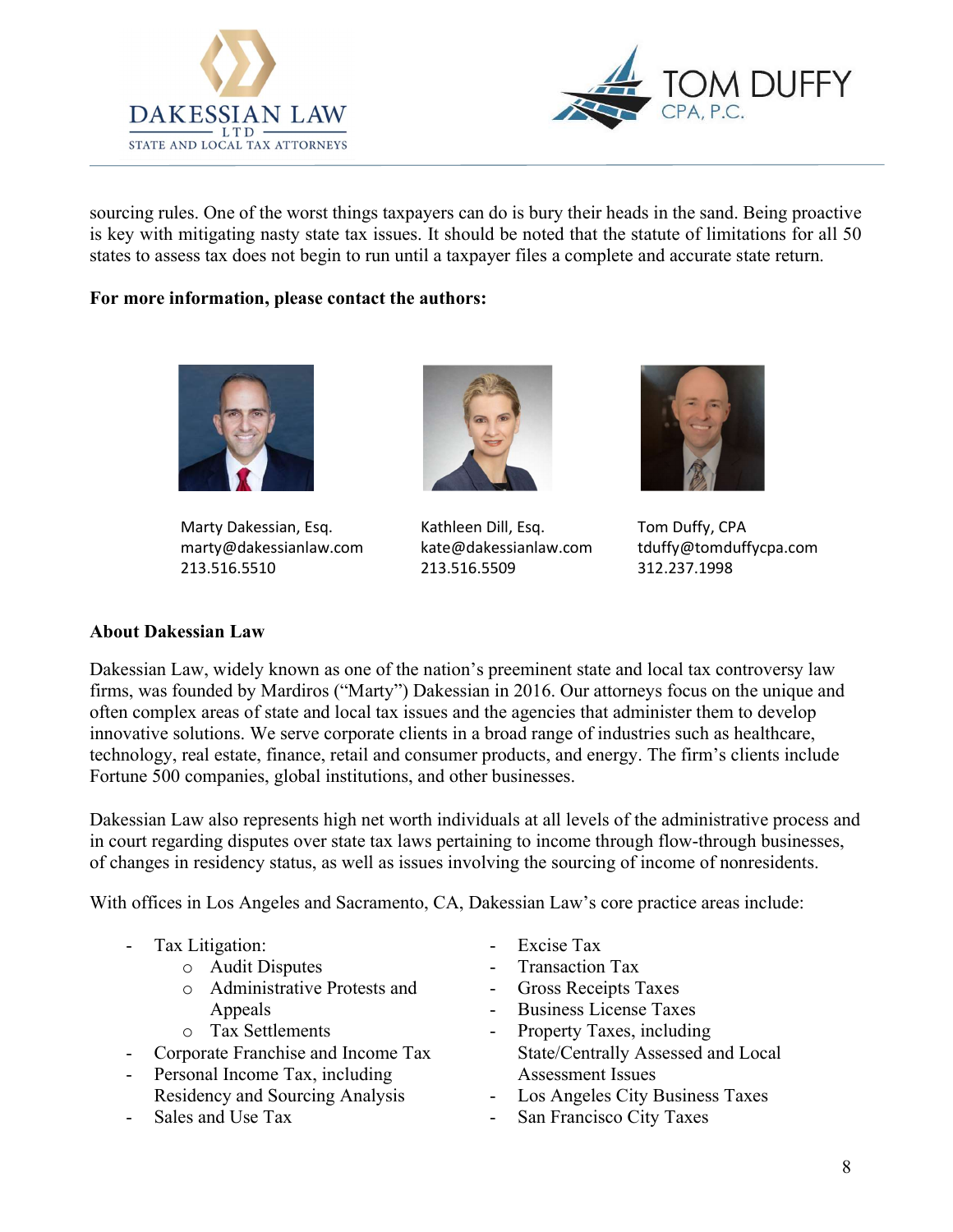sourcing rules. One of the worst things taxpayers can do is bury their heads in the sand. Being proactive is key with mitigating nasty state tax issues. It should be noted that the statute of limitations for all 50 states to assess tax does not begin to run until a taxpayer files a complete and accurate state return.

**For more information, please contact the authors:**

Marty Dakessian, Esq.
marty@dakessianlaw.com
213.516.5510

Kathleen Dill, Esq.
kate@dakessianlaw.com
213.516.5509

Tom Duffy, CPA
tduffy@tomduffycpa.com
312.237.1998

**About Dakessian Law**

Dakessian Law, widely known as one of the nation's preeminent state and local tax controversy law firms, was founded by Mardiros ("Marty") Dakessian in 2016. Our attorneys focus on the unique and often complex areas of state and local tax issues and the agencies that administer them to develop innovative solutions. We serve corporate clients in a broad range of industries such as healthcare, technology, real estate, finance, retail and consumer products, and energy. The firm's clients include Fortune 500 companies, global institutions, and other businesses.

Dakessian Law also represents high net worth individuals at all levels of the administrative process and in court regarding disputes over state tax laws pertaining to income through flow-through businesses, of changes in residency status, as well as issues involving the sourcing of income of nonresidents.

With offices in Los Angeles and Sacramento, CA, Dakessian Law's core practice areas include:

- Tax Litigation:
  - Audit Disputes
  - Administrative Protests and Appeals
  - Tax Settlements
- Corporate Franchise and Income Tax
- Personal Income Tax, including Residency and Sourcing Analysis
- Sales and Use Tax
- Excise Tax
- Transaction Tax
- Gross Receipts Taxes
- Business License Taxes
- Property Taxes, including State/Centrally Assessed and Local Assessment Issues
- Los Angeles City Business Taxes
- San Francisco City Taxes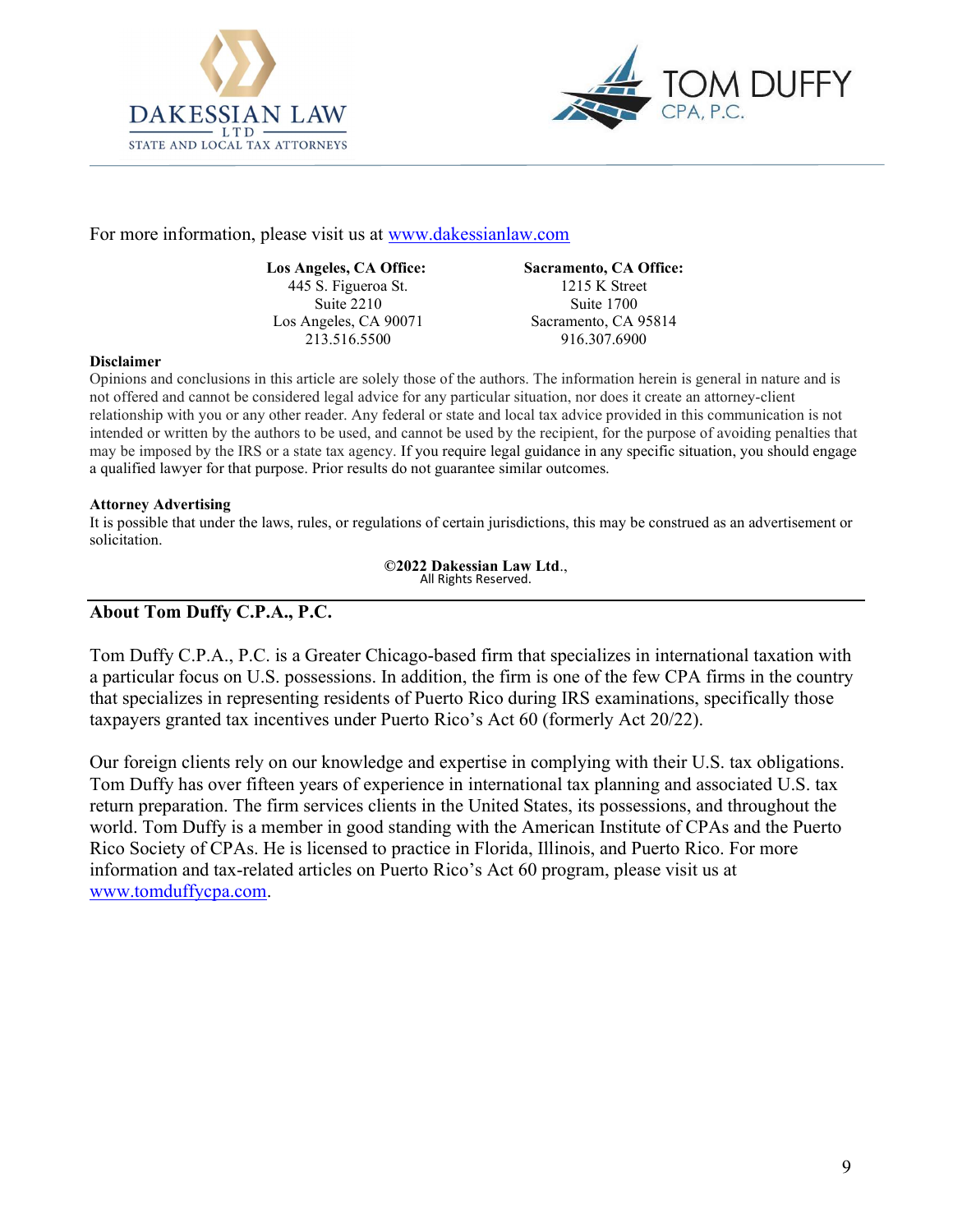For more information, please visit us at [www.dakessianlaw.com](http://www.dakessianlaw.com)

**Los Angeles, CA Office:**
445 S. Figueroa St.
Suite 2210
Los Angeles, CA 90071
213.516.5500

**Sacramento, CA Office:**
1215 K Street
Suite 1700
Sacramento, CA 95814
916.307.6900

**Disclaimer**

Opinions and conclusions in this article are solely those of the authors. The information herein is general in nature and is not offered and cannot be considered legal advice for any particular situation, nor does it create an attorney-client relationship with you or any other reader. Any federal or state and local tax advice provided in this communication is not intended or written by the authors to be used, and cannot be used by the recipient, for the purpose of avoiding penalties that may be imposed by the IRS or a state tax agency. If you require legal guidance in any specific situation, you should engage a qualified lawyer for that purpose. Prior results do not guarantee similar outcomes.

**Attorney Advertising**

It is possible that under the laws, rules, or regulations of certain jurisdictions, this may be construed as an advertisement or solicitation.

**©2022 Dakessian Law Ltd**.,
All Rights Reserved.

## About Tom Duffy C.P.A., P.C.

Tom Duffy C.P.A., P.C. is a Greater Chicago-based firm that specializes in international taxation with a particular focus on U.S. possessions. In addition, the firm is one of the few CPA firms in the country that specializes in representing residents of Puerto Rico during IRS examinations, specifically those taxpayers granted tax incentives under Puerto Rico's Act 60 (formerly Act 20/22).

Our foreign clients rely on our knowledge and expertise in complying with their U.S. tax obligations. Tom Duffy has over fifteen years of experience in international tax planning and associated U.S. tax return preparation. The firm services clients in the United States, its possessions, and throughout the world. Tom Duffy is a member in good standing with the American Institute of CPAs and the Puerto Rico Society of CPAs. He is licensed to practice in Florida, Illinois, and Puerto Rico. For more information and tax-related articles on Puerto Rico's Act 60 program, please visit us at [www.tomduffycpa.com](http://www.tomduffycpa.com).